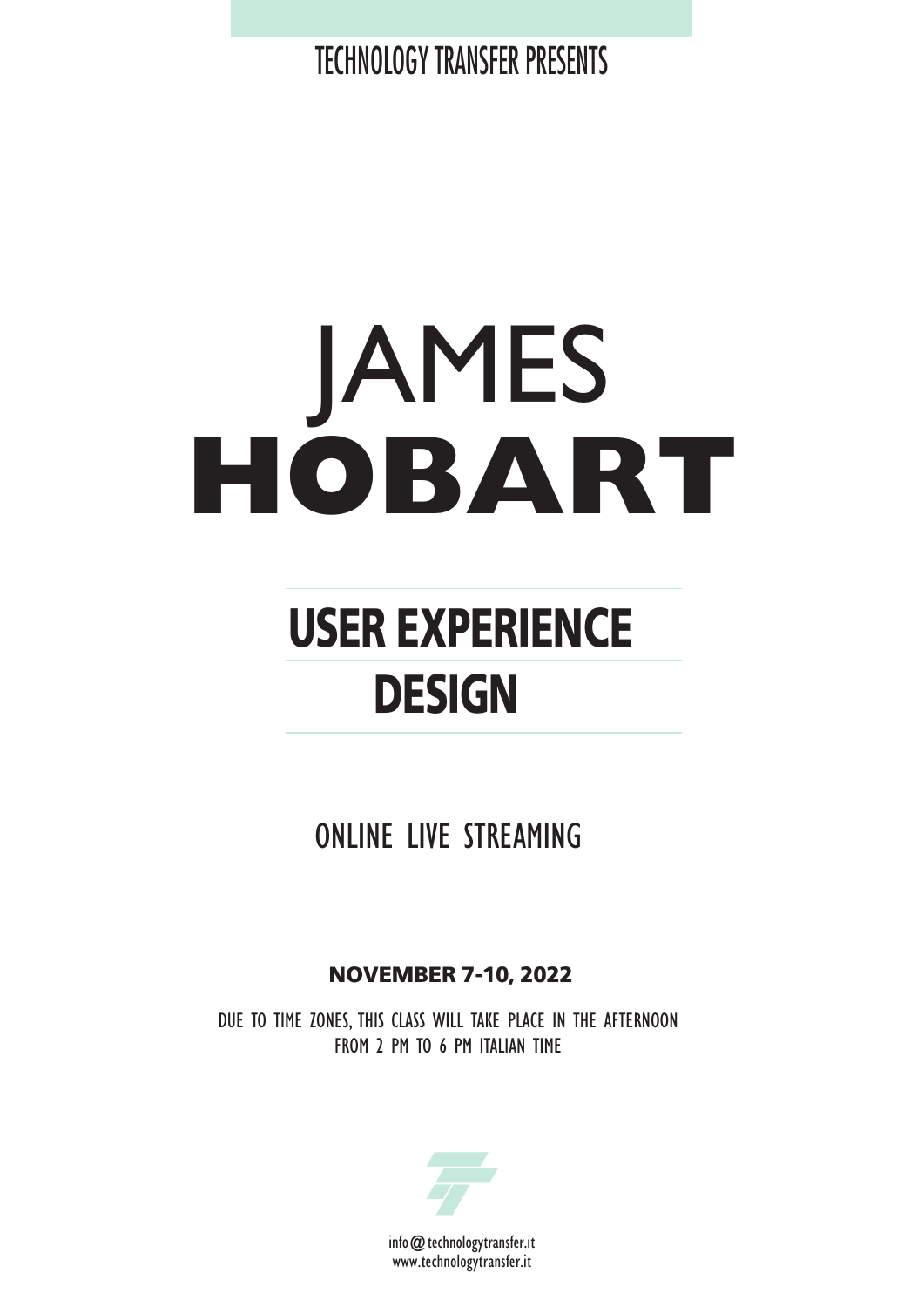TECHNOLOGY TRANSFER PRESENTS

# JAMES **HOBART**

## USER EXPERIENCE DESIGN

ONLINE LIVE STREAMING

**NOVEMBER 7-10, 2022**

DUE TO TIME ZONES, THIS CLASS WILL TAKE PLACE IN THE AFTERNOON FROM 2 PM TO 6 PM ITALIAN TIME

info@technologytransfer.it
www.technologytransfer.it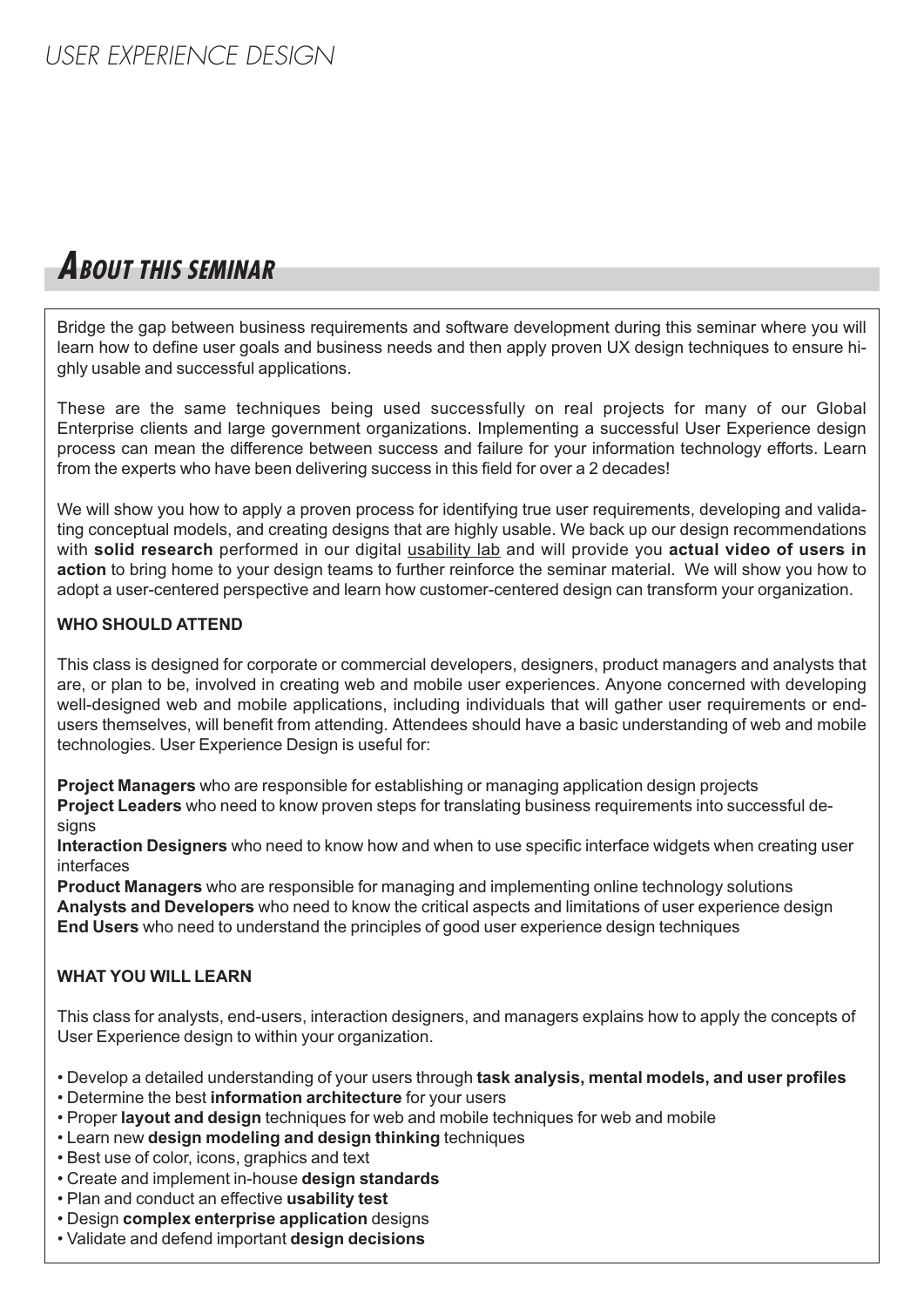# USER EXPERIENCE DESIGN

## ABOUT THIS SEMINAR

Bridge the gap between business requirements and software development during this seminar where you will learn how to define user goals and business needs and then apply proven UX design techniques to ensure highly usable and successful applications.

These are the same techniques being used successfully on real projects for many of our Global Enterprise clients and large government organizations. Implementing a successful User Experience design process can mean the difference between success and failure for your information technology efforts. Learn from the experts who have been delivering success in this field for over a 2 decades!

We will show you how to apply a proven process for identifying true user requirements, developing and validating conceptual models, and creating designs that are highly usable. We back up our design recommendations with **solid research** performed in our digital usability lab and will provide you **actual video of users in action** to bring home to your design teams to further reinforce the seminar material. We will show you how to adopt a user-centered perspective and learn how customer-centered design can transform your organization.

**WHO SHOULD ATTEND**

This class is designed for corporate or commercial developers, designers, product managers and analysts that are, or plan to be, involved in creating web and mobile user experiences. Anyone concerned with developing well-designed web and mobile applications, including individuals that will gather user requirements or end-users themselves, will benefit from attending. Attendees should have a basic understanding of web and mobile technologies. User Experience Design is useful for:

**Project Managers** who are responsible for establishing or managing application design projects
**Project Leaders** who need to know proven steps for translating business requirements into successful designs
**Interaction Designers** who need to know how and when to use specific interface widgets when creating user interfaces
**Product Managers** who are responsible for managing and implementing online technology solutions
**Analysts and Developers** who need to know the critical aspects and limitations of user experience design
**End Users** who need to understand the principles of good user experience design techniques

**WHAT YOU WILL LEARN**

This class for analysts, end-users, interaction designers, and managers explains how to apply the concepts of User Experience design to within your organization.

- Develop a detailed understanding of your users through **task analysis, mental models, and user profiles**
- Determine the best **information architecture** for your users
- Proper **layout and design** techniques for web and mobile techniques for web and mobile
- Learn new **design modeling and design thinking** techniques
- Best use of color, icons, graphics and text
- Create and implement in-house **design standards**
- Plan and conduct an effective **usability test**
- Design **complex enterprise application** designs
- Validate and defend important **design decisions**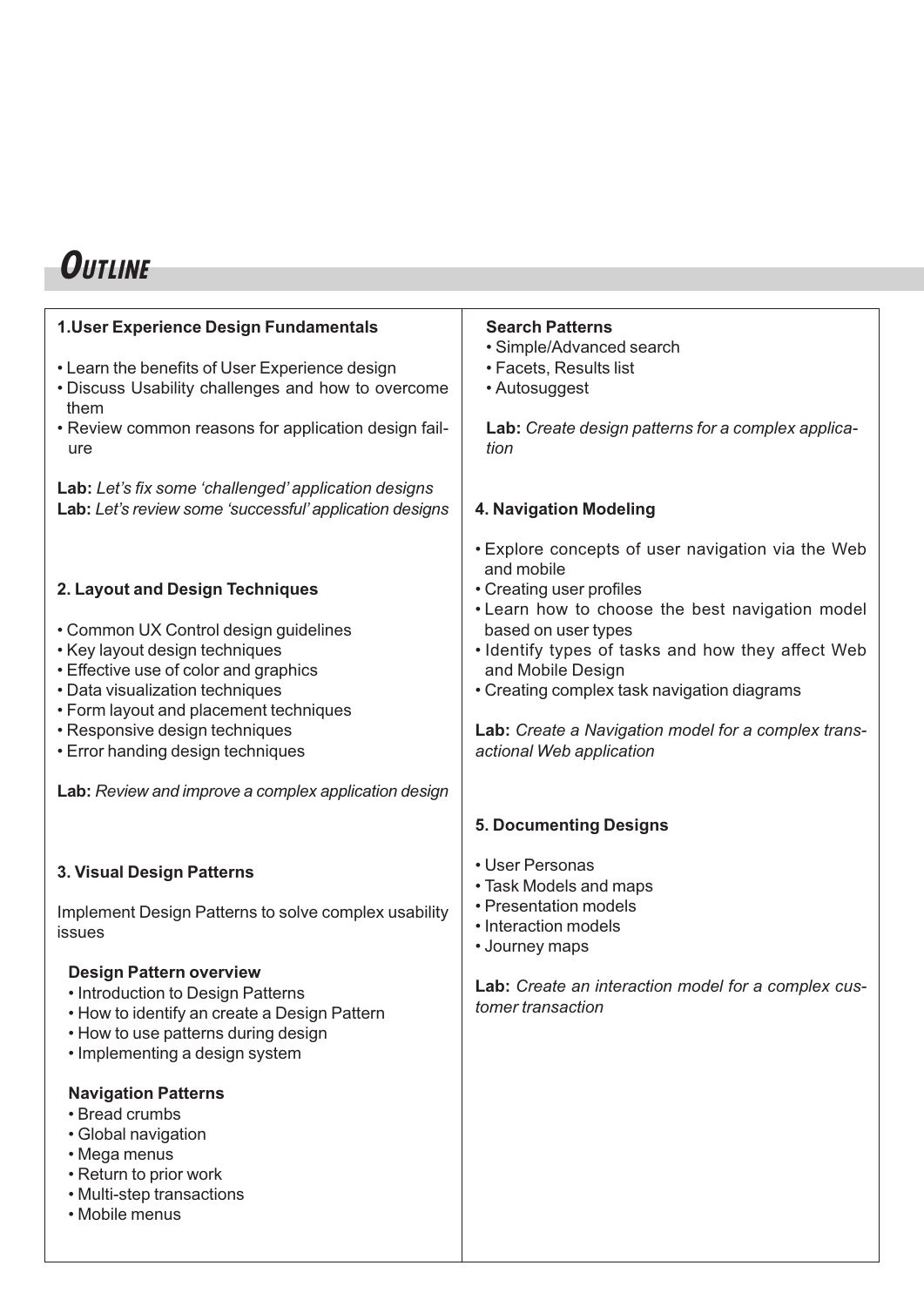# Outline

## 1.User Experience Design Fundamentals

- Learn the benefits of User Experience design
- Discuss Usability challenges and how to overcome them
- Review common reasons for application design failure

**Lab:** *Let's fix some 'challenged' application designs*
**Lab:** *Let's review some 'successful' application designs*

## 2. Layout and Design Techniques

- Common UX Control design guidelines
- Key layout design techniques
- Effective use of color and graphics
- Data visualization techniques
- Form layout and placement techniques
- Responsive design techniques
- Error handing design techniques

**Lab:** *Review and improve a complex application design*

## 3. Visual Design Patterns

Implement Design Patterns to solve complex usability issues

### Design Pattern overview

- Introduction to Design Patterns
- How to identify an create a Design Pattern
- How to use patterns during design
- Implementing a design system

### Navigation Patterns

- Bread crumbs
- Global navigation
- Mega menus
- Return to prior work
- Multi-step transactions
- Mobile menus

### Search Patterns

- Simple/Advanced search
- Facets, Results list
- Autosuggest

**Lab:** *Create design patterns for a complex application*

## 4. Navigation Modeling

- Explore concepts of user navigation via the Web and mobile
- Creating user profiles
- Learn how to choose the best navigation model based on user types
- Identify types of tasks and how they affect Web and Mobile Design
- Creating complex task navigation diagrams

**Lab:** *Create a Navigation model for a complex transactional Web application*

## 5. Documenting Designs

- User Personas
- Task Models and maps
- Presentation models
- Interaction models
- Journey maps

**Lab:** *Create an interaction model for a complex customer transaction*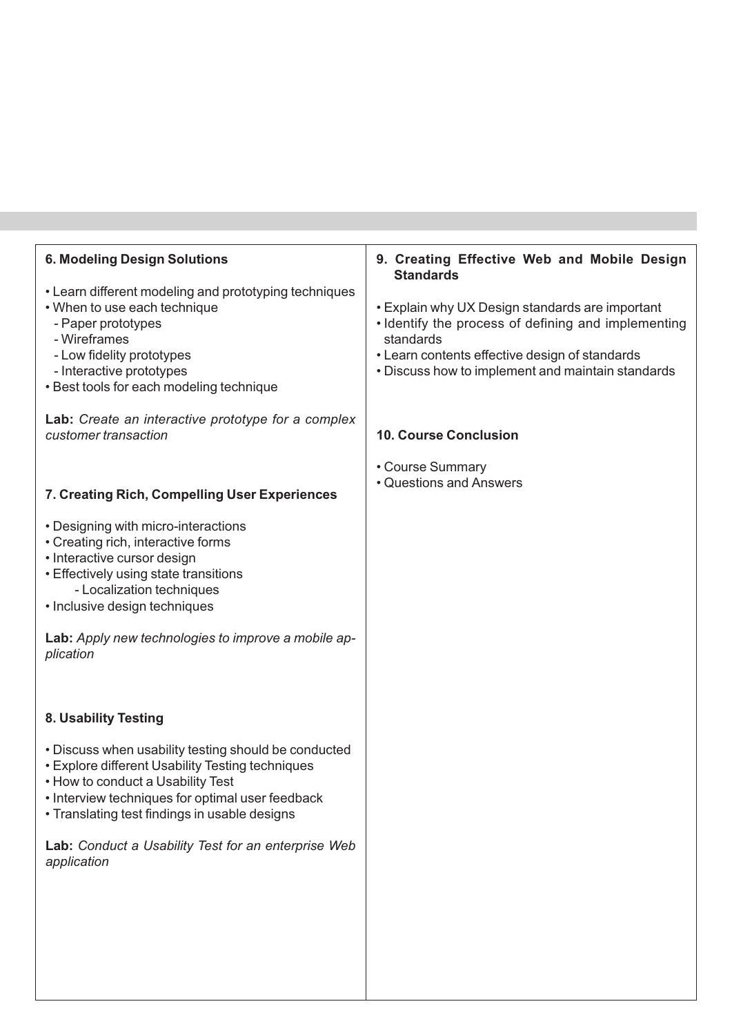### 6. Modeling Design Solutions

- Learn different modeling and prototyping techniques
- When to use each technique
  - Paper prototypes
  - Wireframes
  - Low fidelity prototypes
  - Interactive prototypes
- Best tools for each modeling technique

**Lab:** *Create an interactive prototype for a complex customer transaction*

### 7. Creating Rich, Compelling User Experiences

- Designing with micro-interactions
- Creating rich, interactive forms
- Interactive cursor design
- Effectively using state transitions
  - Localization techniques
- Inclusive design techniques

**Lab:** *Apply new technologies to improve a mobile application*

### 8. Usability Testing

- Discuss when usability testing should be conducted
- Explore different Usability Testing techniques
- How to conduct a Usability Test
- Interview techniques for optimal user feedback
- Translating test findings in usable designs

**Lab:** *Conduct a Usability Test for an enterprise Web application*

### 9. Creating Effective Web and Mobile Design Standards

- Explain why UX Design standards are important
- Identify the process of defining and implementing standards
- Learn contents effective design of standards
- Discuss how to implement and maintain standards

### 10. Course Conclusion

- Course Summary
- Questions and Answers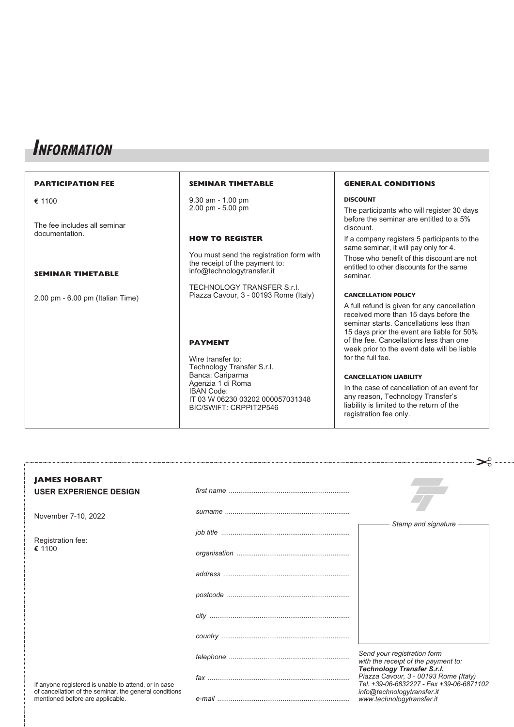# Information

### PARTICIPATION FEE

€ 1100

The fee includes all seminar documentation.

### SEMINAR TIMETABLE

2.00 pm - 6.00 pm (Italian Time)

### SEMINAR TIMETABLE

9.30 am - 1.00 pm
2.00 pm - 5.00 pm

### HOW TO REGISTER

You must send the registration form with the receipt of the payment to:
info@technologytransfer.it

TECHNOLOGY TRANSFER S.r.l.
Piazza Cavour, 3 - 00193 Rome (Italy)

### PAYMENT

Wire transfer to:
Technology Transfer S.r.l.
Banca: Cariparma
Agenzia 1 di Roma
IBAN Code:
IT 03 W 06230 03202 000057031348
BIC/SWIFT: CRPPIT2P546

### GENERAL CONDITIONS

#### DISCOUNT

The participants who will register 30 days before the seminar are entitled to a 5% discount.

If a company registers 5 participants to the same seminar, it will pay only for 4.

Those who benefit of this discount are not entitled to other discounts for the same seminar.

#### CANCELLATION POLICY

A full refund is given for any cancellation received more than 15 days before the seminar starts. Cancellations less than 15 days prior the event are liable for 50% of the fee. Cancellations less than one week prior to the event date will be liable for the full fee.

#### CANCELLATION LIABILITY

In the case of cancellation of an event for any reason, Technology Transfer's liability is limited to the return of the registration fee only.

---

### JAMES HOBART

**USER EXPERIENCE DESIGN**

November 7-10, 2022

Registration fee:
€ 1100

*first name* ..............................................................

*surname* ................................................................

*job title* ..................................................................

*organisation* ..........................................................

*address* .................................................................

*postcode* ...............................................................

*city* ........................................................................

*country* ..................................................................

*telephone* ..............................................................

*fax* .........................................................................

*e-mail* ....................................................................

*Stamp and signature*

If anyone registered is unable to attend, or in case of cancellation of the seminar, the general conditions mentioned before are applicable.

*Send your registration form with the receipt of the payment to:*
***Technology Transfer S.r.l.***
*Piazza Cavour, 3 - 00193 Rome (Italy)*
*Tel. +39-06-6832227 - Fax +39-06-6871102*
*info@technologytransfer.it*
*www.technologytransfer.it*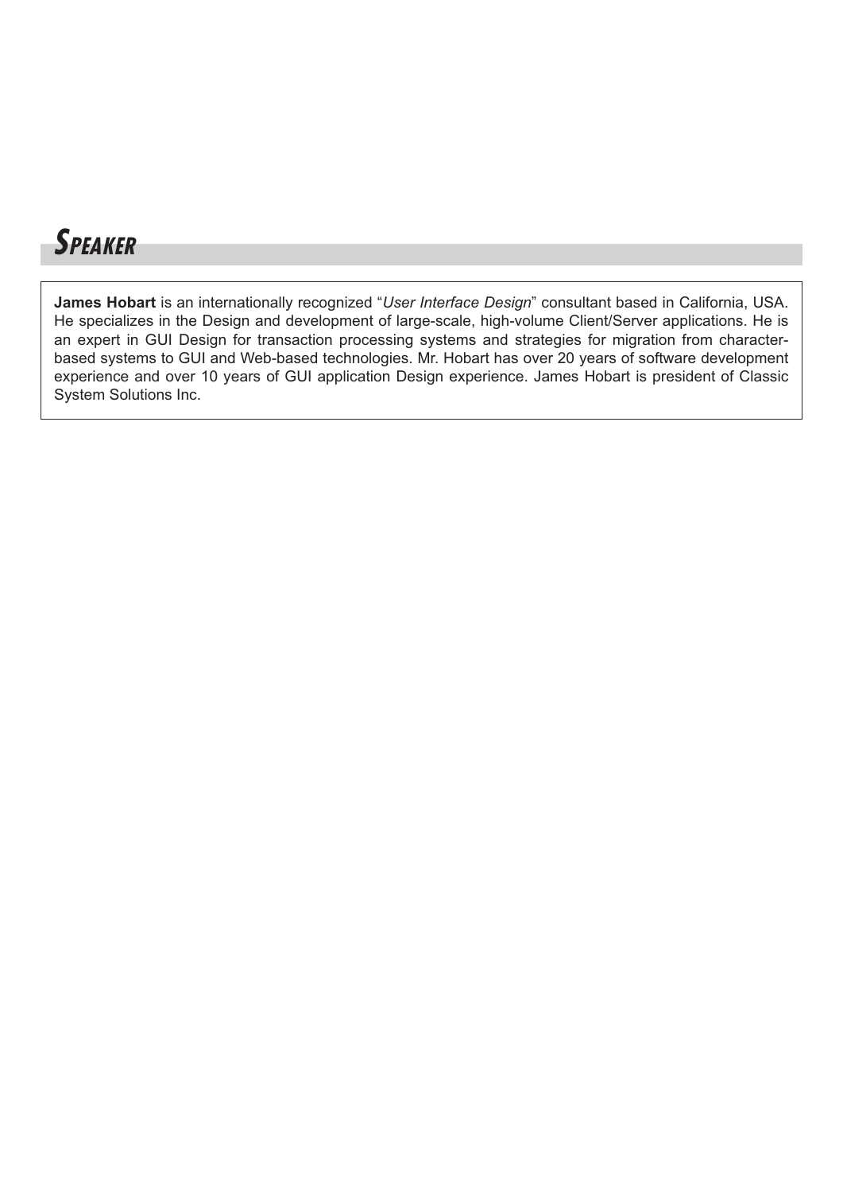## SPEAKER

**James Hobart** is an internationally recognized "*User Interface Design*" consultant based in California, USA. He specializes in the Design and development of large-scale, high-volume Client/Server applications. He is an expert in GUI Design for transaction processing systems and strategies for migration from character-based systems to GUI and Web-based technologies. Mr. Hobart has over 20 years of software development experience and over 10 years of GUI application Design experience. James Hobart is president of Classic System Solutions Inc.